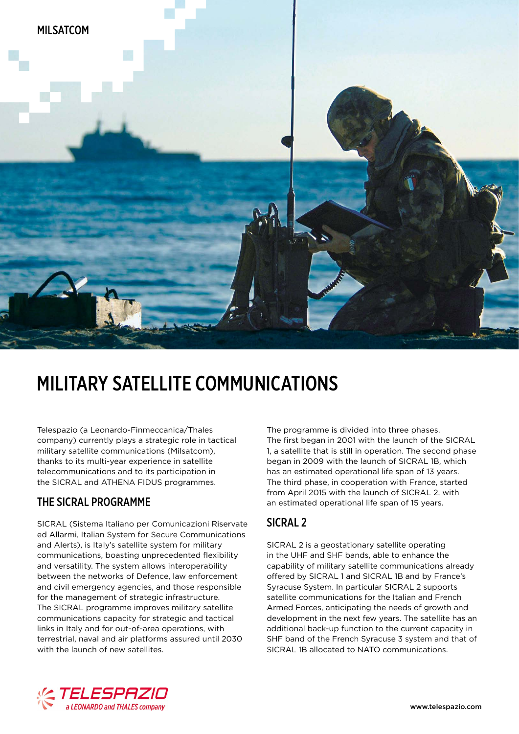MILSATCOM

# MILITARY SATELLITE COMMUNICATIONS

Telespazio (a Leonardo-Finmeccanica/Thales company) currently plays a strategic role in tactical military satellite communications (Milsatcom), thanks to its multi-year experience in satellite telecommunications and to its participation in the SICRAL and ATHENA FIDUS programmes.

## THE SICRAL PROGRAMME

SICRAL (Sistema Italiano per Comunicazioni Riservate ed Allarmi, Italian System for Secure Communications and Alerts), is Italy's satellite system for military communications, boasting unprecedented flexibility and versatility. The system allows interoperability between the networks of Defence, law enforcement and civil emergency agencies, and those responsible for the management of strategic infrastructure.
The SICRAL programme improves military satellite communications capacity for strategic and tactical links in Italy and for out-of-area operations, with terrestrial, naval and air platforms assured until 2030 with the launch of new satellites.

The programme is divided into three phases.
The first began in 2001 with the launch of the SICRAL 1, a satellite that is still in operation. The second phase began in 2009 with the launch of SICRAL 1B, which has an estimated operational life span of 13 years.
The third phase, in cooperation with France, started from April 2015 with the launch of SICRAL 2, with an estimated operational life span of 15 years.

## SICRAL 2

SICRAL 2 is a geostationary satellite operating in the UHF and SHF bands, able to enhance the capability of military satellite communications already offered by SICRAL 1 and SICRAL 1B and by France's Syracuse System. In particular SICRAL 2 supports satellite communications for the Italian and French Armed Forces, anticipating the needs of growth and development in the next few years. The satellite has an additional back-up function to the current capacity in SHF band of the French Syracuse 3 system and that of SICRAL 1B allocated to NATO communications.

TELESPAZIO
a LEONARDO and THALES company

www.telespazio.com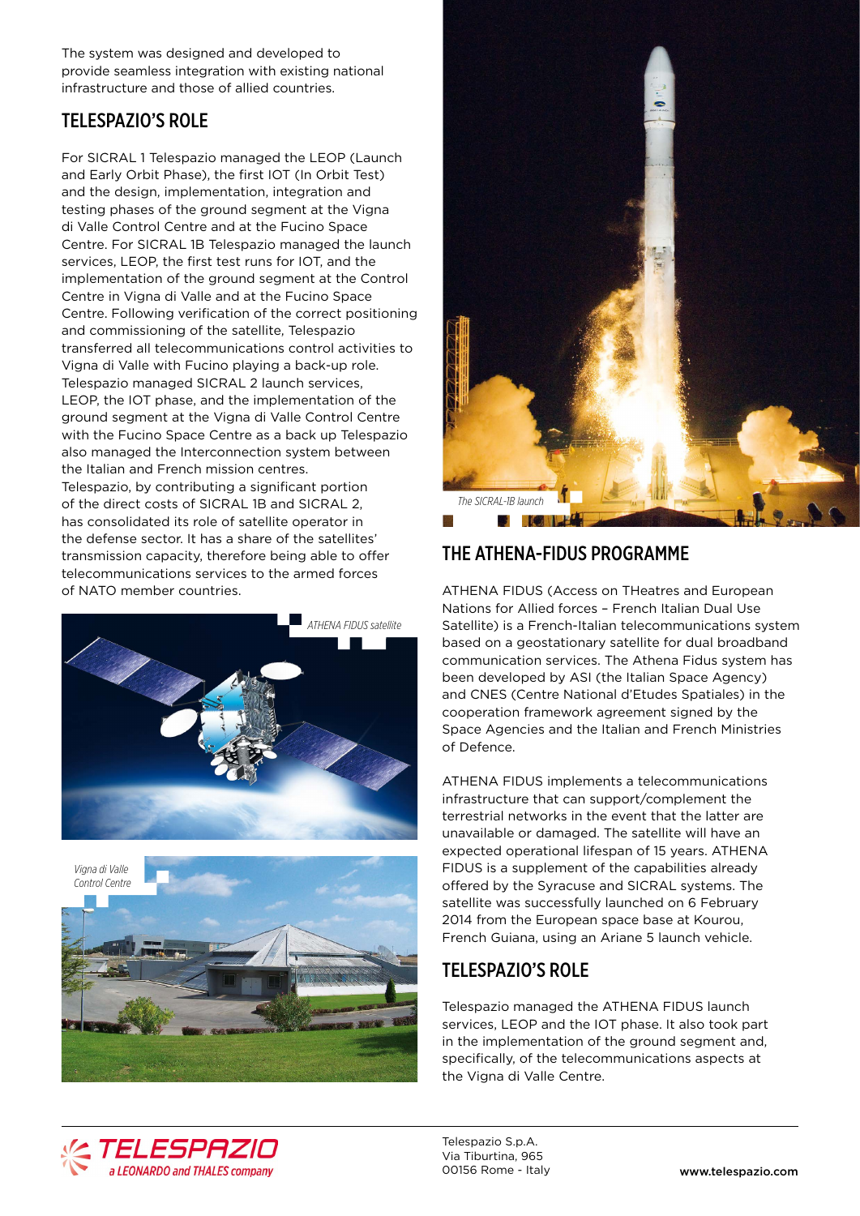The system was designed and developed to provide seamless integration with existing national infrastructure and those of allied countries.

## TELESPAZIO'S ROLE

For SICRAL 1 Telespazio managed the LEOP (Launch and Early Orbit Phase), the first IOT (In Orbit Test) and the design, implementation, integration and testing phases of the ground segment at the Vigna di Valle Control Centre and at the Fucino Space Centre. For SICRAL 1B Telespazio managed the launch services, LEOP, the first test runs for IOT, and the implementation of the ground segment at the Control Centre in Vigna di Valle and at the Fucino Space Centre. Following verification of the correct positioning and commissioning of the satellite, Telespazio transferred all telecommunications control activities to Vigna di Valle with Fucino playing a back-up role. Telespazio managed SICRAL 2 launch services, LEOP, the IOT phase, and the implementation of the ground segment at the Vigna di Valle Control Centre with the Fucino Space Centre as a back up Telespazio also managed the Interconnection system between the Italian and French mission centres.
Telespazio, by contributing a significant portion of the direct costs of SICRAL 1B and SICRAL 2, has consolidated its role of satellite operator in the defense sector. It has a share of the satellites' transmission capacity, therefore being able to offer telecommunications services to the armed forces of NATO member countries.

*ATHENA FIDUS satellite*

*Vigna di Valle Control Centre*

*The SICRAL-1B launch*

## THE ATHENA-FIDUS PROGRAMME

ATHENA FIDUS (Access on THeatres and European Nations for Allied forces – French Italian Dual Use Satellite) is a French-Italian telecommunications system based on a geostationary satellite for dual broadband communication services. The Athena Fidus system has been developed by ASI (the Italian Space Agency) and CNES (Centre National d'Etudes Spatiales) in the cooperation framework agreement signed by the Space Agencies and the Italian and French Ministries of Defence.

ATHENA FIDUS implements a telecommunications infrastructure that can support/complement the terrestrial networks in the event that the latter are unavailable or damaged. The satellite will have an expected operational lifespan of 15 years. ATHENA FIDUS is a supplement of the capabilities already offered by the Syracuse and SICRAL systems. The satellite was successfully launched on 6 February 2014 from the European space base at Kourou, French Guiana, using an Ariane 5 launch vehicle.

## TELESPAZIO'S ROLE

Telespazio managed the ATHENA FIDUS launch services, LEOP and the IOT phase. It also took part in the implementation of the ground segment and, specifically, of the telecommunications aspects at the Vigna di Valle Centre.

TELESPAZIO
a LEONARDO and THALES company

Telespazio S.p.A.
Via Tiburtina, 965
00156 Rome - Italy

www.telespazio.com